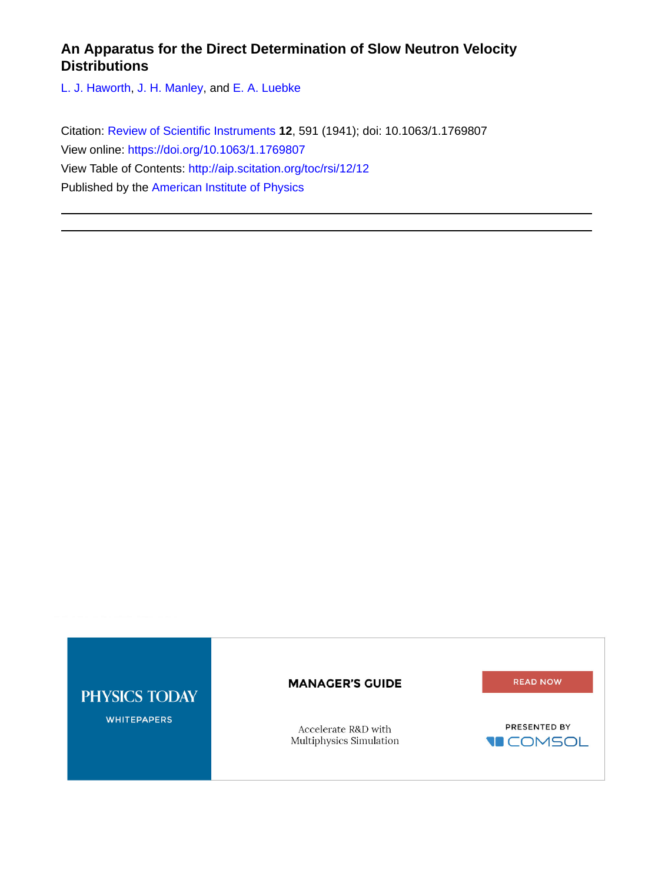# An Apparatus for the Direct Determination of Slow Neutron Velocity Distributions

L. J. Haworth, J. H. Manley, and E. A. Luebke

Citation: Review of Scientific Instruments **12**, 591 (1941); doi: 10.1063/1.1769807

View online: https://doi.org/10.1063/1.1769807

View Table of Contents: http://aip.scitation.org/toc/rsi/12/12

Published by the American Institute of Physics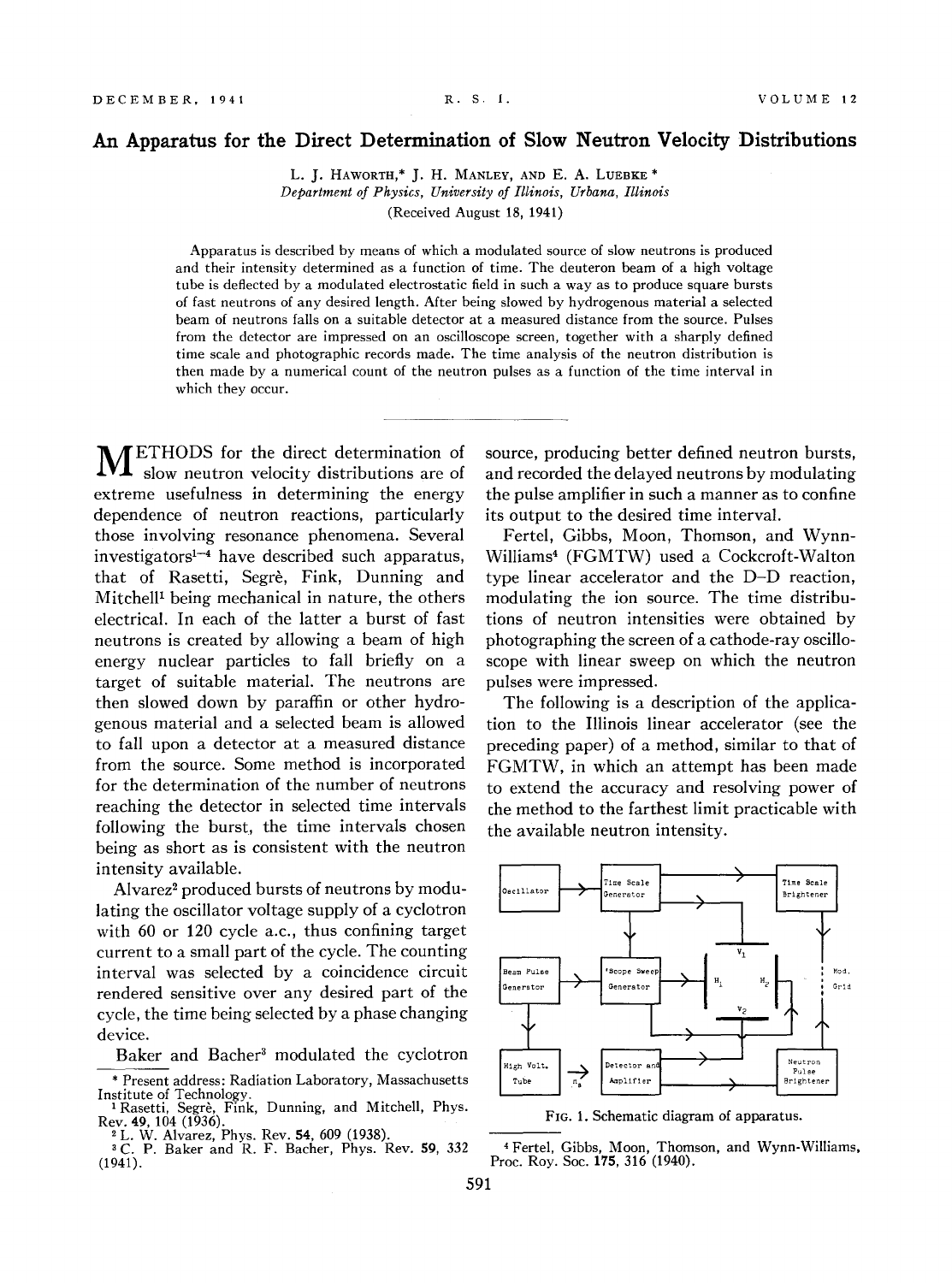# An Apparatus for the Direct Determination of Slow Neutron Velocity Distributions

L. J. Haworth,* J. H. Manley, and E. A. Luebke*

*Department of Physics, University of Illinois, Urbana, Illinois*

(Received August 18, 1941)

Apparatus is described by means of which a modulated source of slow neutrons is produced and their intensity determined as a function of time. The deuteron beam of a high voltage tube is deflected by a modulated electrostatic field in such a way as to produce square bursts of fast neutrons of any desired length. After being slowed by hydrogenous material a selected beam of neutrons falls on a suitable detector at a measured distance from the source. Pulses from the detector are impressed on an oscilloscope screen, together with a sharply defined time scale and photographic records made. The time analysis of the neutron distribution is then made by a numerical count of the neutron pulses as a function of the time interval in which they occur.

---

Methods for the direct determination of slow neutron velocity distributions are of extreme usefulness in determining the energy dependence of neutron reactions, particularly those involving resonance phenomena. Several investigators[1-4] have described such apparatus, that of Rasetti, Segrè, Fink, Dunning and Mitchell[1] being mechanical in nature, the others electrical. In each of the latter a burst of fast neutrons is created by allowing a beam of high energy nuclear particles to fall briefly on a target of suitable material. The neutrons are then slowed down by paraffin or other hydrogenous material and a selected beam is allowed to fall upon a detector at a measured distance from the source. Some method is incorporated for the determination of the number of neutrons reaching the detector in selected time intervals following the burst, the time intervals chosen being as short as is consistent with the neutron intensity available.

Alvarez[2] produced bursts of neutrons by modulating the oscillator voltage supply of a cyclotron with 60 or 120 cycle a.c., thus confining target current to a small part of the cycle. The counting interval was selected by a coincidence circuit rendered sensitive over any desired part of the cycle, the time being selected by a phase changing device.

Baker and Bacher[3] modulated the cyclotron source, producing better defined neutron bursts, and recorded the delayed neutrons by modulating the pulse amplifier in such a manner as to confine its output to the desired time interval.

Fertel, Gibbs, Moon, Thomson, and Wynn-Williams[4] (FGMTW) used a Cockcroft-Walton type linear accelerator and the D–D reaction, modulating the ion source. The time distributions of neutron intensities were obtained by photographing the screen of a cathode-ray oscilloscope with linear sweep on which the neutron pulses were impressed.

The following is a description of the application to the Illinois linear accelerator (see the preceding paper) of a method, similar to that of FGMTW, in which an attempt has been made to extend the accuracy and resolving power of the method to the farthest limit practicable with the available neutron intensity.

FIG. 1. Schematic diagram of apparatus.

---

* Present address: Radiation Laboratory, Massachusetts Institute of Technology.

[1] Rasetti, Segrè, Fink, Dunning, and Mitchell, Phys. Rev. **49**, 104 (1936).

[2] L. W. Alvarez, Phys. Rev. **54**, 609 (1938).

[3] C. P. Baker and R. F. Bacher, Phys. Rev. **59**, 332 (1941).

[4] Fertel, Gibbs, Moon, Thomson, and Wynn-Williams, Proc. Roy. Soc. **175**, 316 (1940).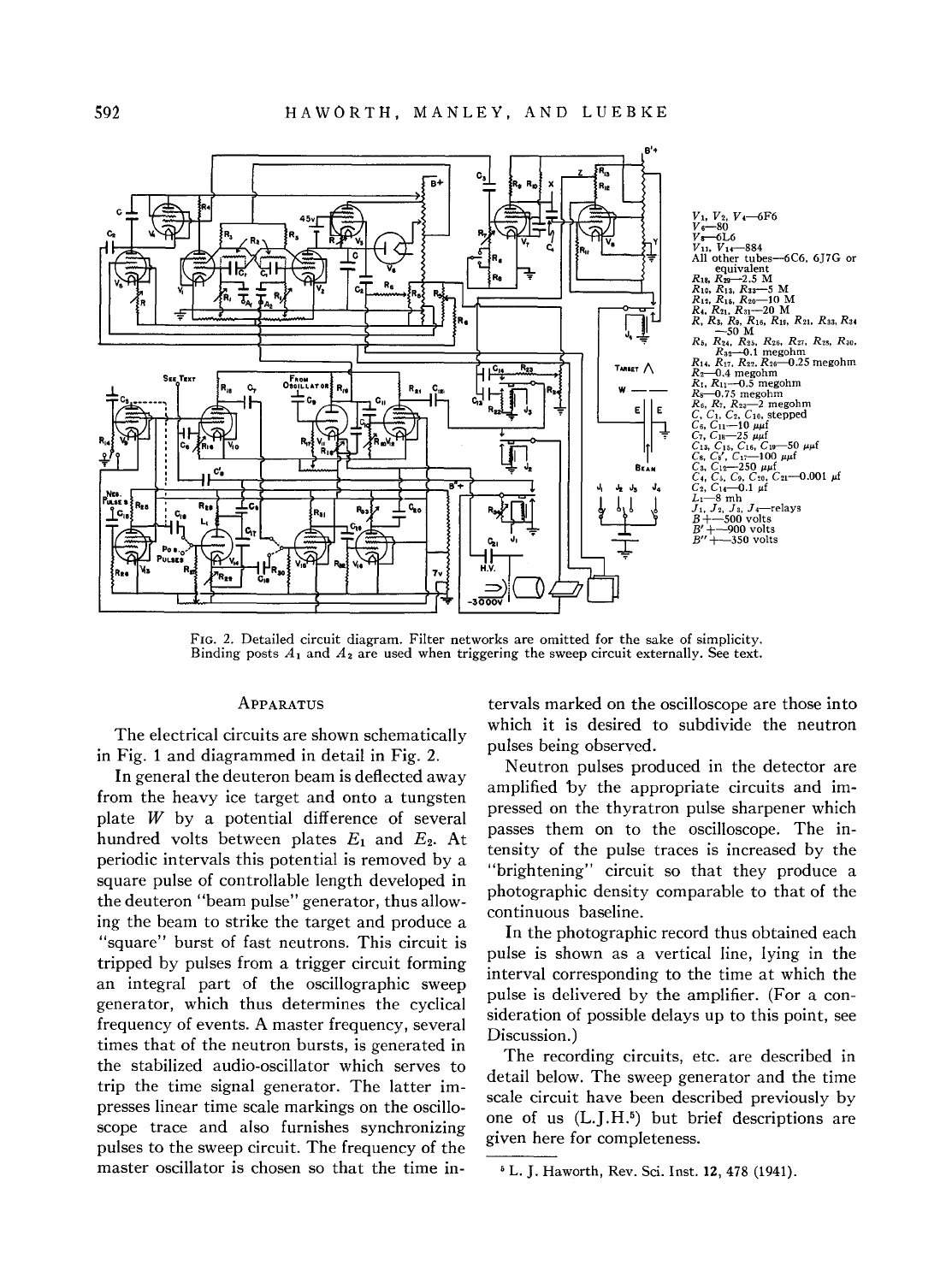$V_1, V_2, V_4$—6F6
$V_6$—80
$V_8$—6L6
$V_{11}, V_{14}$—884
All other tubes—6C6, 6J7G or equivalent
$R_{18}, R_{29}$—2.5 M
$R_{10}, R_{13}, R_{33}$—5 M
$R_{12}, R_{15}, R_{20}$—10 M
$R_4, R_{31}, R_{31}$—20 M
$R, R_3, R_9, R_{16}, R_{19}, R_{21}, R_{33}, R_{34}$—50 M
$R_5, R_{24}, R_{25}, R_{26}, R_{27}, R_{28}, R_{30}, R_{32}$—0.1 megohm
$R_{14}, R_{17}, R_{22}, R_{26}$—0.25 megohm
$R_2$—0.4 megohm
$R_1, R_{11}$—0.5 megohm
$R_3$—0.75 megohm
$R_6, R_7, R_{23}$—2 megohm
$C, C_1, C_2, C_{10}$, stepped
$C_6, C_{11}$—10 $\mu\mu f$
$C_7, C_{18}$—25 $\mu\mu f$
$C_{13}, C_{15}, C_{16}, C_{19}$—50 $\mu\mu f$
$C_8, C_8', C_{17}$—100 $\mu\mu f$
$C_3, C_{12}$—250 $\mu\mu f$
$C_4, C_5, C_9, C_{20}, C_{21}$—0.001 $\mu f$
$C_2, C_{14}$—0.1 $\mu f$
$L_1$—8 mh
$J_1, J_2, J_3, J_4$—relays
$B$+—500 volts
$B'$+—900 volts
$B''$+—350 volts

FIG. 2. Detailed circuit diagram. Filter networks are omitted for the sake of simplicity. Binding posts $A_1$ and $A_2$ are used when triggering the sweep circuit externally. See text.

## APPARATUS

The electrical circuits are shown schematically in Fig. 1 and diagrammed in detail in Fig. 2.

In general the deuteron beam is deflected away from the heavy ice target and onto a tungsten plate $W$ by a potential difference of several hundred volts between plates $E_1$ and $E_2$. At periodic intervals this potential is removed by a square pulse of controllable length developed in the deuteron "beam pulse" generator, thus allowing the beam to strike the target and produce a "square" burst of fast neutrons. This circuit is tripped by pulses from a trigger circuit forming an integral part of the oscillographic sweep generator, which thus determines the cyclical frequency of events. A master frequency, several times that of the neutron bursts, is generated in the stabilized audio-oscillator which serves to trip the time signal generator. The latter impresses linear time scale markings on the oscilloscope trace and also furnishes synchronizing pulses to the sweep circuit. The frequency of the master oscillator is chosen so that the time intervals marked on the oscilloscope are those into which it is desired to subdivide the neutron pulses being observed.

Neutron pulses produced in the detector are amplified by the appropriate circuits and impressed on the thyratron pulse sharpener which passes them on to the oscilloscope. The intensity of the pulse traces is increased by the "brightening" circuit so that they produce a photographic density comparable to that of the continuous baseline.

In the photographic record thus obtained each pulse is shown as a vertical line, lying in the interval corresponding to the time at which the pulse is delivered by the amplifier. (For a consideration of possible delays up to this point, see Discussion.)

The recording circuits, etc. are described in detail below. The sweep generator and the time scale circuit have been described previously by one of us (L.J.H.[5]) but brief descriptions are given here for completeness.

[5] L. J. Haworth, Rev. Sci. Inst. 12, 478 (1941).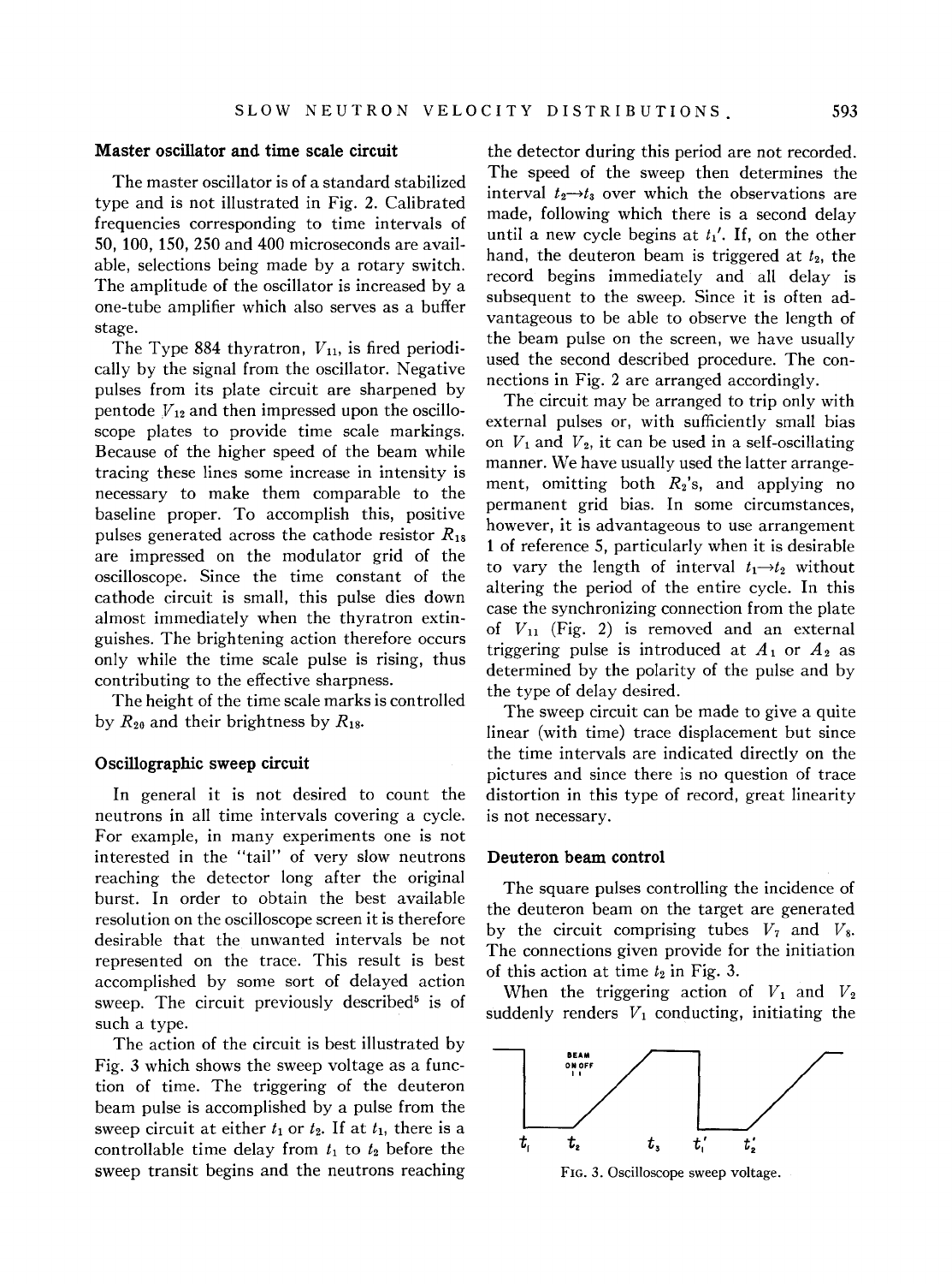## Master oscillator and time scale circuit

The master oscillator is of a standard stabilized type and is not illustrated in Fig. 2. Calibrated frequencies corresponding to time intervals of 50, 100, 150, 250 and 400 microseconds are available, selections being made by a rotary switch. The amplitude of the oscillator is increased by a one-tube amplifier which also serves as a buffer stage.

The Type 884 thyratron, $V_{11}$, is fired periodically by the signal from the oscillator. Negative pulses from its plate circuit are sharpened by pentode $V_{12}$ and then impressed upon the oscilloscope plates to provide time scale markings. Because of the higher speed of the beam while tracing these lines some increase in intensity is necessary to make them comparable to the baseline proper. To accomplish this, positive pulses generated across the cathode resistor $R_{18}$ are impressed on the modulator grid of the oscilloscope. Since the time constant of the cathode circuit is small, this pulse dies down almost immediately when the thyratron extinguishes. The brightening action therefore occurs only while the time scale pulse is rising, thus contributing to the effective sharpness.

The height of the time scale marks is controlled by $R_{20}$ and their brightness by $R_{18}$.

## Oscillographic sweep circuit

In general it is not desired to count the neutrons in all time intervals covering a cycle. For example, in many experiments one is not interested in the "tail" of very slow neutrons reaching the detector long after the original burst. In order to obtain the best available resolution on the oscilloscope screen it is therefore desirable that the unwanted intervals be not represented on the trace. This result is best accomplished by some sort of delayed action sweep. The circuit previously described[5] is of such a type.

The action of the circuit is best illustrated by Fig. 3 which shows the sweep voltage as a function of time. The triggering of the deuteron beam pulse is accomplished by a pulse from the sweep circuit at either $t_1$ or $t_2$. If at $t_1$, there is a controllable time delay from $t_1$ to $t_2$ before the sweep transit begins and the neutrons reaching the detector during this period are not recorded. The speed of the sweep then determines the interval $t_2 \rightarrow t_3$ over which the observations are made, following which there is a second delay until a new cycle begins at $t_1'$. If, on the other hand, the deuteron beam is triggered at $t_2$, the record begins immediately and all delay is subsequent to the sweep. Since it is often advantageous to be able to observe the length of the beam pulse on the screen, we have usually used the second described procedure. The connections in Fig. 2 are arranged accordingly.

The circuit may be arranged to trip only with external pulses or, with sufficiently small bias on $V_1$ and $V_2$, it can be used in a self-oscillating manner. We have usually used the latter arrangement, omitting both $R_2$'s, and applying no permanent grid bias. In some circumstances, however, it is advantageous to use arrangement 1 of reference 5, particularly when it is desirable to vary the length of interval $t_1 \rightarrow t_2$ without altering the period of the entire cycle. In this case the synchronizing connection from the plate of $V_{11}$ (Fig. 2) is removed and an external triggering pulse is introduced at $A_1$ or $A_2$ as determined by the polarity of the pulse and by the type of delay desired.

The sweep circuit can be made to give a quite linear (with time) trace displacement but since the time intervals are indicated directly on the pictures and since there is no question of trace distortion in this type of record, great linearity is not necessary.

## Deuteron beam control

The square pulses controlling the incidence of the deuteron beam on the target are generated by the circuit comprising tubes $V_7$ and $V_8$. The connections given provide for the initiation of this action at time $t_2$ in Fig. 3.

When the triggering action of $V_1$ and $V_2$ suddenly renders $V_1$ conducting, initiating the

FIG. 3. Oscilloscope sweep voltage.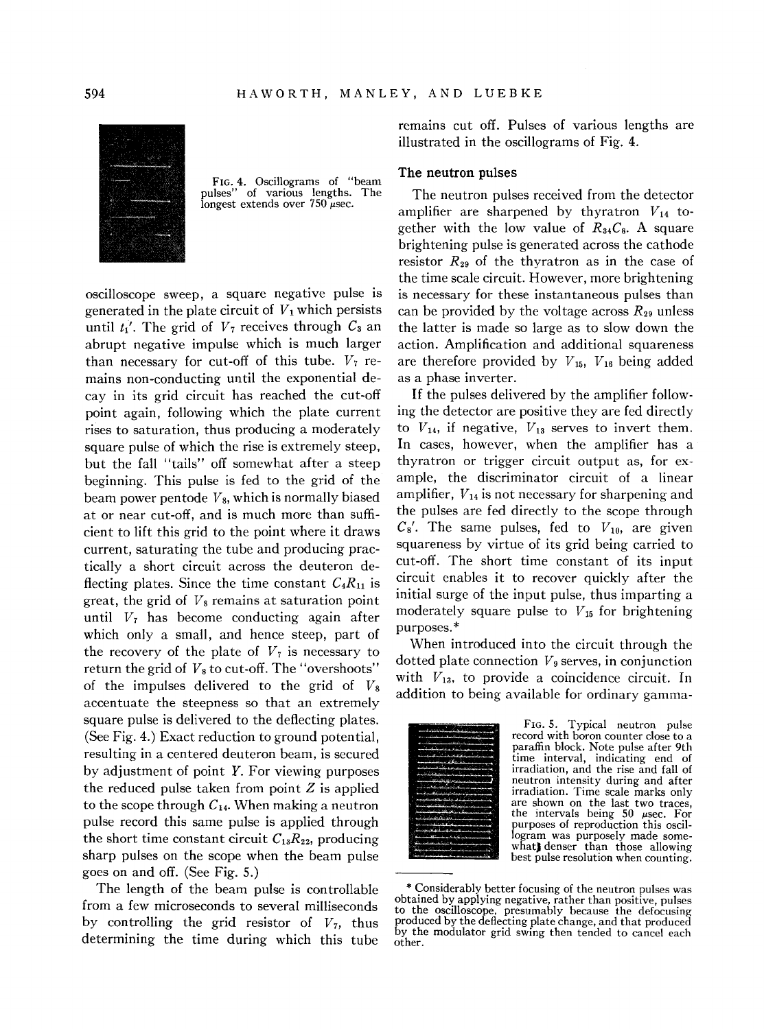FIG. 4. Oscillograms of "beam pulses" of various lengths. The longest extends over 750 μsec.

oscilloscope sweep, a square negative pulse is generated in the plate circuit of $V_1$ which persists until $t_1'$. The grid of $V_7$ receives through $C_3$ an abrupt negative impulse which is much larger than necessary for cut-off of this tube. $V_7$ remains non-conducting until the exponential decay in its grid circuit has reached the cut-off point again, following which the plate current rises to saturation, thus producing a moderately square pulse of which the rise is extremely steep, but the fall "tails" off somewhat after a steep beginning. This pulse is fed to the grid of the beam power pentode $V_8$, which is normally biased at or near cut-off, and is much more than sufficient to lift this grid to the point where it draws current, saturating the tube and producing practically a short circuit across the deuteron deflecting plates. Since the time constant $C_4R_{11}$ is great, the grid of $V_8$ remains at saturation point until $V_7$ has become conducting again after which only a small, and hence steep, part of the recovery of the plate of $V_7$ is necessary to return the grid of $V_8$ to cut-off. The "overshoots" of the impulses delivered to the grid of $V_8$ accentuate the steepness so that an extremely square pulse is delivered to the deflecting plates. (See Fig. 4.) Exact reduction to ground potential, resulting in a centered deuteron beam, is secured by adjustment of point $Y$. For viewing purposes the reduced pulse taken from point $Z$ is applied to the scope through $C_{14}$. When making a neutron pulse record this same pulse is applied through the short time constant circuit $C_{13}R_{22}$, producing sharp pulses on the scope when the beam pulse goes on and off. (See Fig. 5.)

The length of the beam pulse is controllable from a few microseconds to several milliseconds by controlling the grid resistor of $V_7$, thus determining the time during which this tube remains cut off. Pulses of various lengths are illustrated in the oscillograms of Fig. 4.

## The neutron pulses

The neutron pulses received from the detector amplifier are sharpened by thyratron $V_{14}$ together with the low value of $R_{34}C_8$. A square brightening pulse is generated across the cathode resistor $R_{29}$ of the thyratron as in the case of the time scale circuit. However, more brightening is necessary for these instantaneous pulses than can be provided by the voltage across $R_{29}$ unless the latter is made so large as to slow down the action. Amplification and additional squareness are therefore provided by $V_{15}$, $V_{16}$ being added as a phase inverter.

If the pulses delivered by the amplifier following the detector are positive they are fed directly to $V_{14}$, if negative, $V_{13}$ serves to invert them. In cases, however, when the amplifier has a thyratron or trigger circuit output as, for example, the discriminator circuit of a linear amplifier, $V_{14}$ is not necessary for sharpening and the pulses are fed directly to the scope through $C_8'$. The same pulses, fed to $V_{10}$, are given squareness by virtue of its grid being carried to cut-off. The short time constant of its input circuit enables it to recover quickly after the initial surge of the input pulse, thus imparting a moderately square pulse to $V_{15}$ for brightening purposes.*

When introduced into the circuit through the dotted plate connection $V_9$ serves, in conjunction with $V_{13}$, to provide a coincidence circuit. In addition to being available for ordinary gamma-

FIG. 5. Typical neutron pulse record with boron counter close to a paraffin block. Note pulse after 9th time interval, indicating end of irradiation, and the rise and fall of neutron intensity during and after irradiation. Time scale marks only are shown on the last two traces, the intervals being 50 μsec. For purposes of reproduction this oscillogram was purposely made somewhat denser than those allowing best pulse resolution when counting.

* Considerably better focusing of the neutron pulses was obtained by applying negative, rather than positive, pulses to the oscilloscope, presumably because the defocusing produced by the deflecting plate change, and that produced by the modulator grid swing then tended to cancel each other.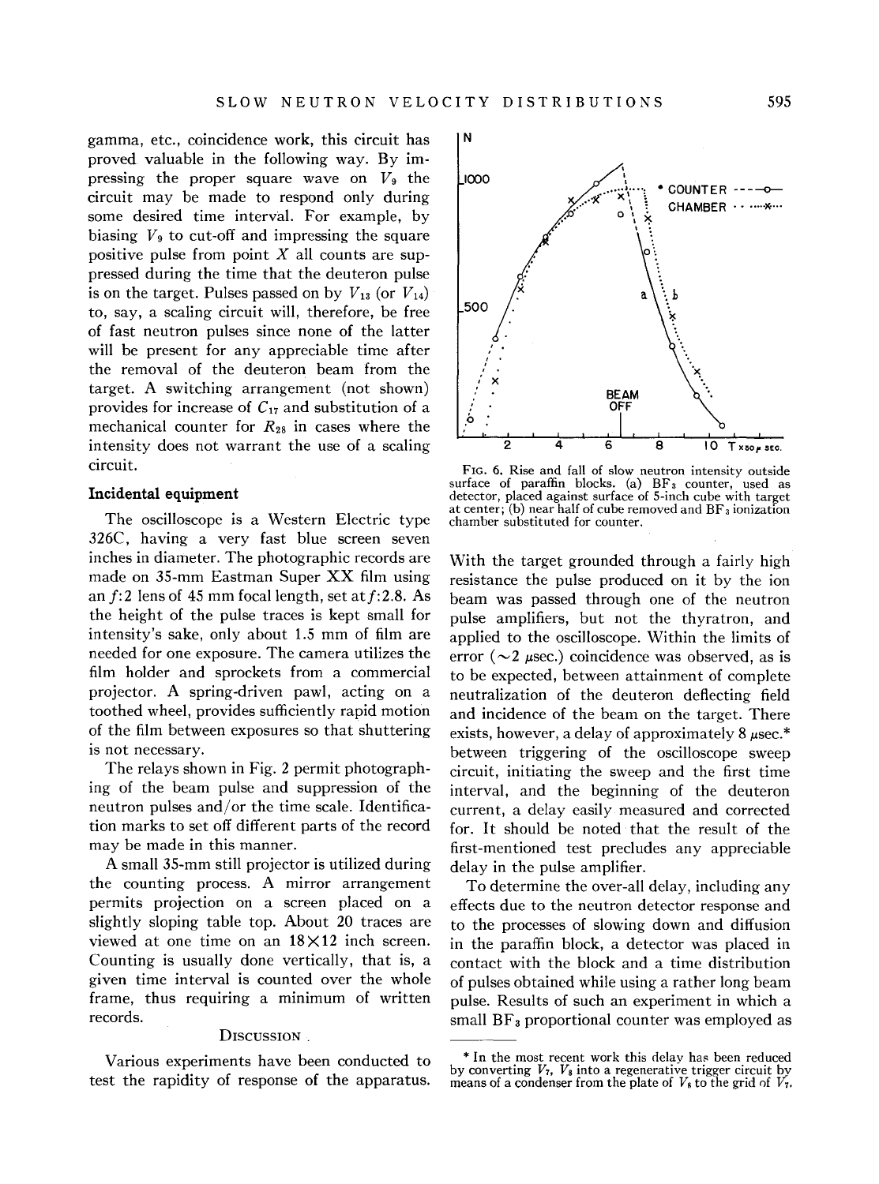gamma, etc., coincidence work, this circuit has proved valuable in the following way. By impressing the proper square wave on $V_9$ the circuit may be made to respond only during some desired time interval. For example, by biasing $V_9$ to cut-off and impressing the square positive pulse from point $X$ all counts are suppressed during the time that the deuteron pulse is on the target. Pulses passed on by $V_{13}$ (or $V_{14}$) to, say, a scaling circuit will, therefore, be free of fast neutron pulses since none of the latter will be present for any appreciable time after the removal of the deuteron beam from the target. A switching arrangement (not shown) provides for increase of $C_{17}$ and substitution of a mechanical counter for $R_{28}$ in cases where the intensity does not warrant the use of a scaling circuit.

### Incidental equipment

The oscilloscope is a Western Electric type 326C, having a very fast blue screen seven inches in diameter. The photographic records are made on 35-mm Eastman Super XX film using an $f$:2 lens of 45 mm focal length, set at $f$:2.8. As the height of the pulse traces is kept small for intensity's sake, only about 1.5 mm of film are needed for one exposure. The camera utilizes the film holder and sprockets from a commercial projector. A spring-driven pawl, acting on a toothed wheel, provides sufficiently rapid motion of the film between exposures so that shuttering is not necessary.

The relays shown in Fig. 2 permit photographing of the beam pulse and suppression of the neutron pulses and/or the time scale. Identification marks to set off different parts of the record may be made in this manner.

A small 35-mm still projector is utilized during the counting process. A mirror arrangement permits projection on a screen placed on a slightly sloping table top. About 20 traces are viewed at one time on an 18×12 inch screen. Counting is usually done vertically, that is, a given time interval is counted over the whole frame, thus requiring a minimum of written records.

## Discussion

Various experiments have been conducted to test the rapidity of response of the apparatus.

FIG. 6. Rise and fall of slow neutron intensity outside surface of paraffin blocks. (a) $BF_3$ counter, used as detector, placed against surface of 5-inch cube with target at center; (b) near half of cube removed and $BF_3$ ionization chamber substituted for counter.

With the target grounded through a fairly high resistance the pulse produced on it by the ion beam was passed through one of the neutron pulse amplifiers, but not the thyratron, and applied to the oscilloscope. Within the limits of error (~2 μsec.) coincidence was observed, as is to be expected, between attainment of complete neutralization of the deuteron deflecting field and incidence of the beam on the target. There exists, however, a delay of approximately 8 μsec.* between triggering of the oscilloscope sweep circuit, initiating the sweep and the first time interval, and the beginning of the deuteron current, a delay easily measured and corrected for. It should be noted that the result of the first-mentioned test precludes any appreciable delay in the pulse amplifier.

To determine the over-all delay, including any effects due to the neutron detector response and to the processes of slowing down and diffusion in the paraffin block, a detector was placed in contact with the block and a time distribution of pulses obtained while using a rather long beam pulse. Results of such an experiment in which a small $BF_3$ proportional counter was employed as

* In the most recent work this delay has been reduced by converting $V_7$, $V_8$ into a regenerative trigger circuit by means of a condenser from the plate of $V_8$ to the grid of $V_7$.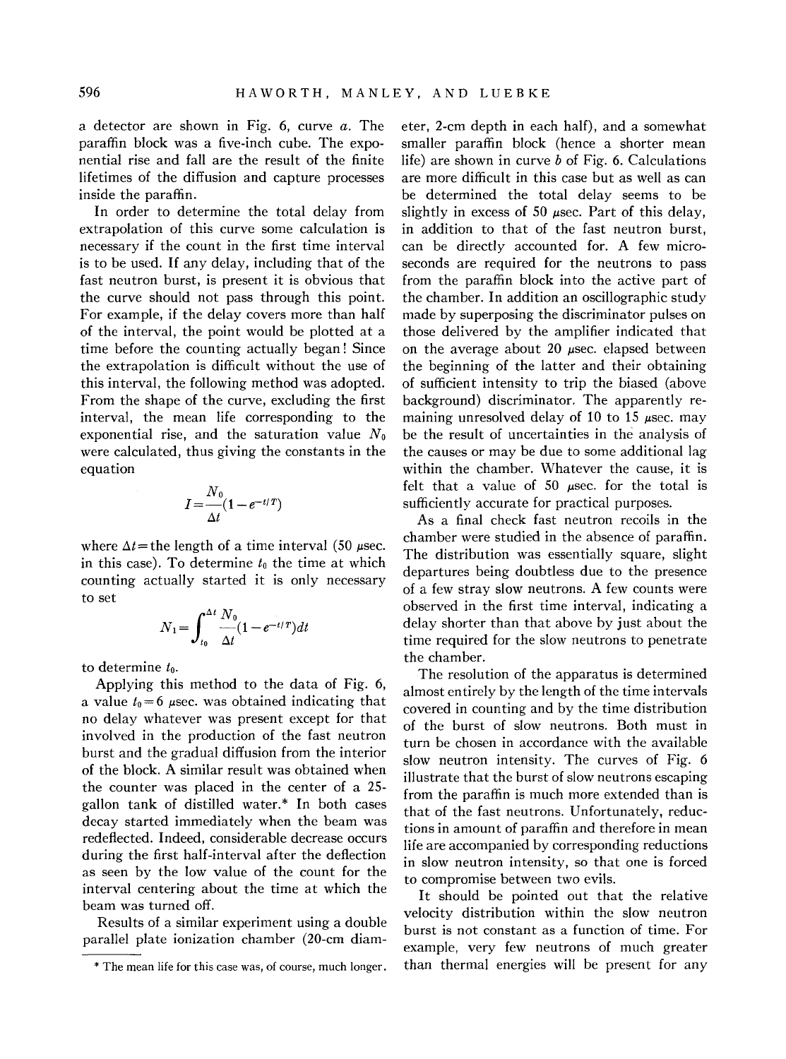a detector are shown in Fig. 6, curve *a*. The paraffin block was a five-inch cube. The exponential rise and fall are the result of the finite lifetimes of the diffusion and capture processes inside the paraffin.

In order to determine the total delay from extrapolation of this curve some calculation is necessary if the count in the first time interval is to be used. If any delay, including that of the fast neutron burst, is present it is obvious that the curve should not pass through this point. For example, if the delay covers more than half of the interval, the point would be plotted at a time before the counting actually began! Since the extrapolation is difficult without the use of this interval, the following method was adopted. From the shape of the curve, excluding the first interval, the mean life corresponding to the exponential rise, and the saturation value $N_0$ were calculated, thus giving the constants in the equation

$$I = \frac{N_0}{\Delta t}(1 - e^{-t/T})$$

where $\Delta t$ = the length of a time interval (50 μsec. in this case). To determine $t_0$ the time at which counting actually started it is only necessary to set

$$N_1 = \int_{t_0}^{\Delta t} \frac{N_0}{\Delta t}(1 - e^{-t/T})dt$$

to determine $t_0$.

Applying this method to the data of Fig. 6, a value $t_0 = 6$ μsec. was obtained indicating that no delay whatever was present except for that involved in the production of the fast neutron burst and the gradual diffusion from the interior of the block. A similar result was obtained when the counter was placed in the center of a 25-gallon tank of distilled water.* In both cases decay started immediately when the beam was redeflected. Indeed, considerable decrease occurs during the first half-interval after the deflection as seen by the low value of the count for the interval centering about the time at which the beam was turned off.

Results of a similar experiment using a double parallel plate ionization chamber (20-cm diameter, 2-cm depth in each half), and a somewhat smaller paraffin block (hence a shorter mean life) are shown in curve *b* of Fig. 6. Calculations are more difficult in this case but as well as can be determined the total delay seems to be slightly in excess of 50 μsec. Part of this delay, in addition to that of the fast neutron burst, can be directly accounted for. A few microseconds are required for the neutrons to pass from the paraffin block into the active part of the chamber. In addition an oscillographic study made by superposing the discriminator pulses on those delivered by the amplifier indicated that on the average about 20 μsec. elapsed between the beginning of the latter and their obtaining of sufficient intensity to trip the biased (above background) discriminator. The apparently remaining unresolved delay of 10 to 15 μsec. may be the result of uncertainties in the analysis of the causes or may be due to some additional lag within the chamber. Whatever the cause, it is felt that a value of 50 μsec. for the total is sufficiently accurate for practical purposes.

As a final check fast neutron recoils in the chamber were studied in the absence of paraffin. The distribution was essentially square, slight departures being doubtless due to the presence of a few stray slow neutrons. A few counts were observed in the first time interval, indicating a delay shorter than that above by just about the time required for the slow neutrons to penetrate the chamber.

The resolution of the apparatus is determined almost entirely by the length of the time intervals covered in counting and by the time distribution of the burst of slow neutrons. Both must in turn be chosen in accordance with the available slow neutron intensity. The curves of Fig. 6 illustrate that the burst of slow neutrons escaping from the paraffin is much more extended than is that of the fast neutrons. Unfortunately, reductions in amount of paraffin and therefore in mean life are accompanied by corresponding reductions in slow neutron intensity, so that one is forced to compromise between two evils.

It should be pointed out that the relative velocity distribution within the slow neutron burst is not constant as a function of time. For example, very few neutrons of much greater than thermal energies will be present for any

\* The mean life for this case was, of course, much longer.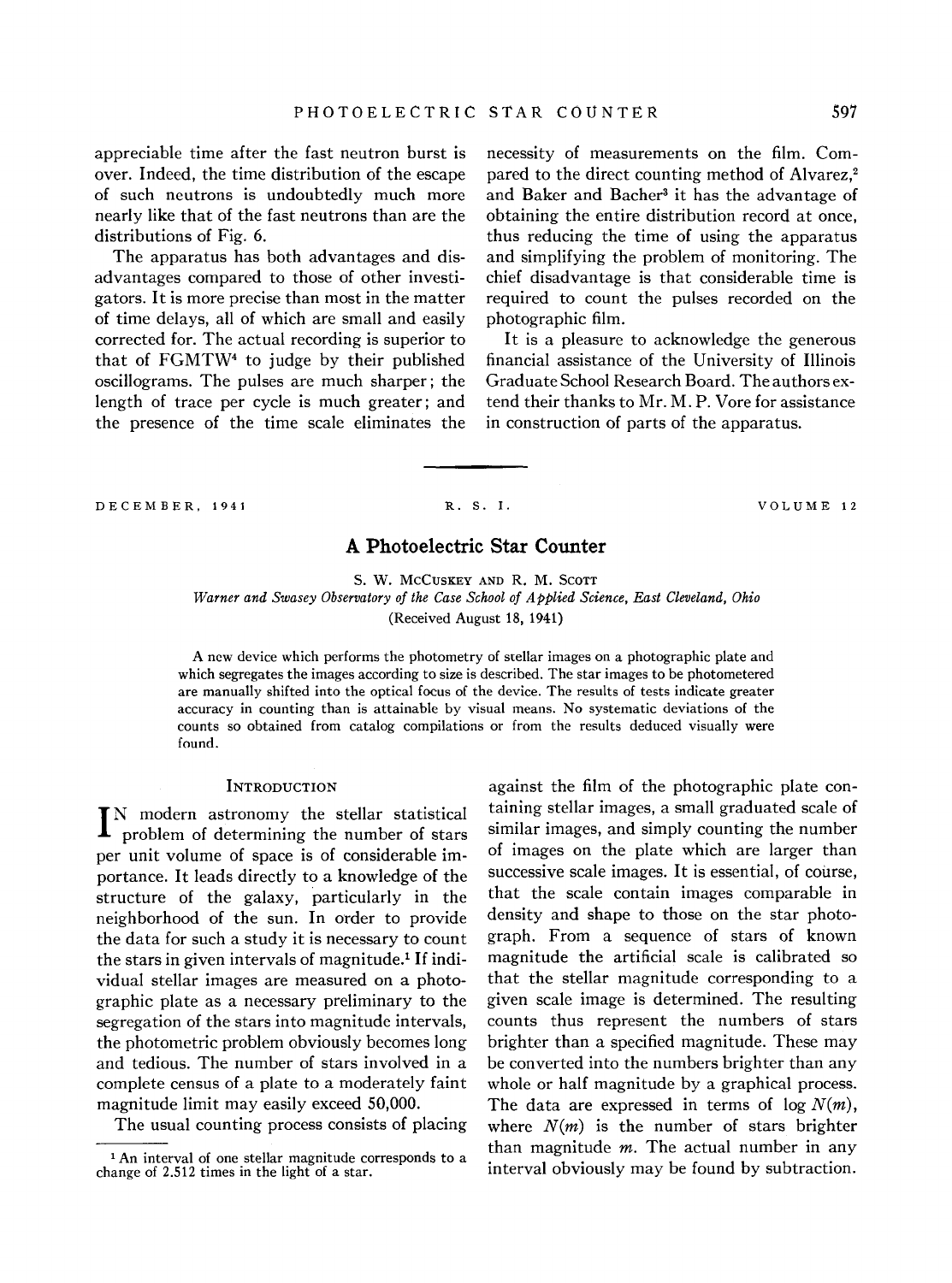appreciable time after the fast neutron burst is over. Indeed, the time distribution of the escape of such neutrons is undoubtedly much more nearly like that of the fast neutrons than are the distributions of Fig. 6.

The apparatus has both advantages and disadvantages compared to those of other investigators. It is more precise than most in the matter of time delays, all of which are small and easily corrected for. The actual recording is superior to that of FGMTW[4] to judge by their published oscillograms. The pulses are much sharper; the length of trace per cycle is much greater; and the presence of the time scale eliminates the necessity of measurements on the film. Compared to the direct counting method of Alvarez,[2] and Baker and Bacher[3] it has the advantage of obtaining the entire distribution record at once, thus reducing the time of using the apparatus and simplifying the problem of monitoring. The chief disadvantage is that considerable time is required to count the pulses recorded on the photographic film.

It is a pleasure to acknowledge the generous financial assistance of the University of Illinois Graduate School Research Board. The authors extend their thanks to Mr. M. P. Vore for assistance in construction of parts of the apparatus.

---

DECEMBER, 1941 R. S. I. VOLUME 12

# A Photoelectric Star Counter

S. W. McCuskey and R. M. Scott

*Warner and Swasey Observatory of the Case School of Applied Science, East Cleveland, Ohio*

(Received August 18, 1941)

A new device which performs the photometry of stellar images on a photographic plate and which segregates the images according to size is described. The star images to be photometered are manually shifted into the optical focus of the device. The results of tests indicate greater accuracy in counting than is attainable by visual means. No systematic deviations of the counts so obtained from catalog compilations or from the results deduced visually were found.

## Introduction

In modern astronomy the stellar statistical problem of determining the number of stars per unit volume of space is of considerable importance. It leads directly to a knowledge of the structure of the galaxy, particularly in the neighborhood of the sun. In order to provide the data for such a study it is necessary to count the stars in given intervals of magnitude.[1] If individual stellar images are measured on a photographic plate as a necessary preliminary to the segregation of the stars into magnitude intervals, the photometric problem obviously becomes long and tedious. The number of stars involved in a complete census of a plate to a moderately faint magnitude limit may easily exceed 50,000.

The usual counting process consists of placing against the film of the photographic plate containing stellar images, a small graduated scale of similar images, and simply counting the number of images on the plate which are larger than successive scale images. It is essential, of course, that the scale contain images comparable in density and shape to those on the star photograph. From a sequence of stars of known magnitude the artificial scale is calibrated so that the stellar magnitude corresponding to a given scale image is determined. The resulting counts thus represent the numbers of stars brighter than a specified magnitude. These may be converted into the numbers brighter than any whole or half magnitude by a graphical process. The data are expressed in terms of $\log N(m)$, where $N(m)$ is the number of stars brighter than magnitude $m$. The actual number in any interval obviously may be found by subtraction.

[1] An interval of one stellar magnitude corresponds to a change of 2.512 times in the light of a star.